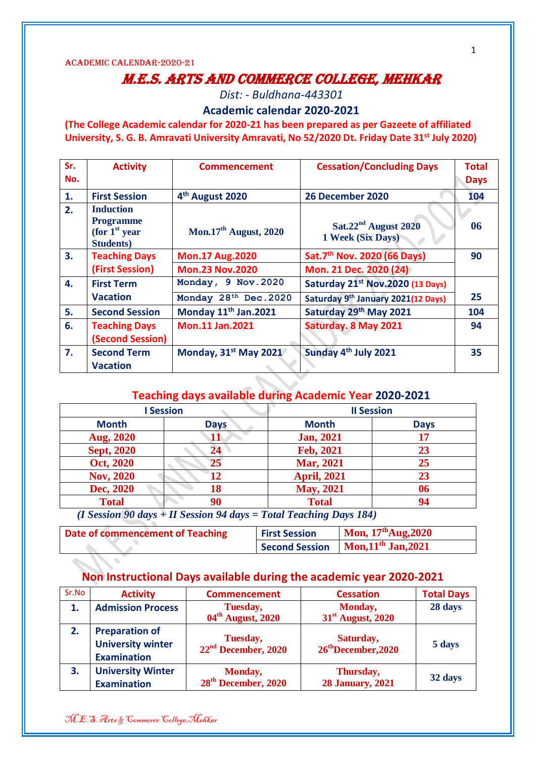ACADEMIC CALENDAR-2020-21

# M.E.S. ARTS AND COMMERCE COLLEGE, MEHKAR

*Dist: - Buldhana-443301*

## Academic calendar 2020-2021

**(The College Academic calendar for 2020-21 has been prepared as per Gazeete of affiliated University, S. G. B. Amravati University Amravati, No 52/2020 Dt. Friday Date 31st July 2020)**

| Sr. No. | Activity | Commencement | Cessation/Concluding Days | Total Days |
|---|---|---|---|---|
| 1. | First Session | 4th August 2020 | 26 December 2020 | 104 |
| 2. | Induction Programme (for 1st year Students) | Mon.17th August, 2020 | Sat.22nd August 2020<br>1 Week (Six Days) | 06 |
| 3. | Teaching Days (First Session) | Mon.17 Aug.2020<br>Mon.23 Nov.2020 | Sat.7th Nov. 2020 (66 Days)<br>Mon. 21 Dec. 2020 (24) | 90 |
| 4. | First Term Vacation | Monday, 9 Nov.2020<br>Monday 28th Dec.2020 | Saturday 21st Nov.2020 (13 Days)<br>Saturday 9th January 2021(12 Days) | 25 |
| 5. | Second Session | Monday 11th Jan.2021 | Saturday 29th May 2021 | 104 |
| 6. | Teaching Days (Second Session) | Mon.11 Jan.2021 | Saturday. 8 May 2021 | 94 |
| 7. | Second Term Vacation | Monday, 31st May 2021 | Sunday 4th July 2021 | 35 |

### Teaching days available during Academic Year 2020-2021

| I Session | | II Session | |
|---|---|---|---|
| Month | Days | Month | Days |
| Aug, 2020 | 11 | Jan, 2021 | 17 |
| Sept, 2020 | 24 | Feb, 2021 | 23 |
| Oct, 2020 | 25 | Mar, 2021 | 25 |
| Nov, 2020 | 12 | April, 2021 | 23 |
| Dec, 2020 | 18 | May, 2021 | 06 |
| Total | 90 | Total | 94 |

*(I Session 90 days + II Session 94 days = Total Teaching Days 184)*

| Date of commencement of Teaching | First Session | Mon, 17th Aug,2020 |
|---|---|---|
| | Second Session | Mon,11th Jan,2021 |

### Non Instructional Days available during the academic year 2020-2021

| Sr.No | Activity | Commencement | Cessation | Total Days |
|---|---|---|---|---|
| 1. | Admission Process | Tuesday, 04th August, 2020 | Monday, 31st August, 2020 | 28 days |
| 2. | Preparation of University winter Examination | Tuesday, 22nd December, 2020 | Saturday, 26th December,2020 | 5 days |
| 3. | University Winter Examination | Monday, 28th December, 2020 | Thursday, 28 January, 2021 | 32 days |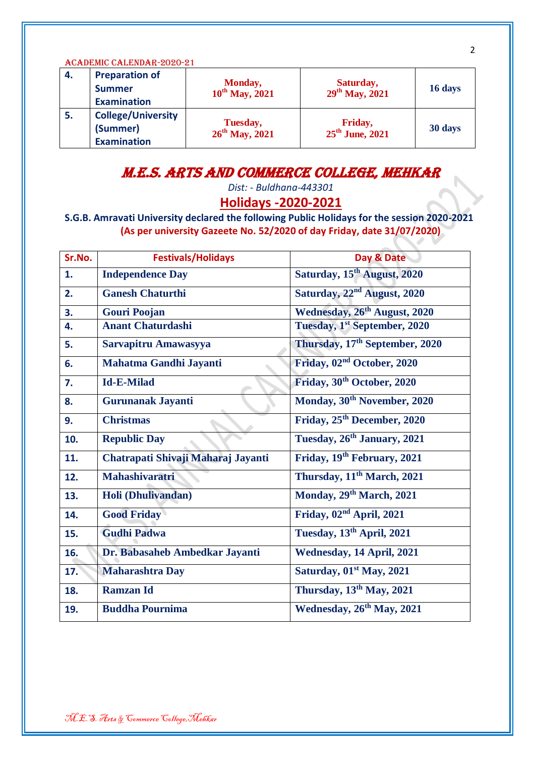| 4. | Preparation of Summer Examination | Monday, 10th May, 2021 | Saturday, 29th May, 2021 | 16 days |
|---|---|---|---|---|
| 5. | College/University (Summer) Examination | Tuesday, 26th May, 2021 | Friday, 25th June, 2021 | 30 days |

# M.E.S. ARTS AND COMMERCE COLLEGE, MEHKAR

*Dist: - Buldhana-443301*

## Holidays -2020-2021

**S.G.B. Amravati University declared the following Public Holidays for the session 2020-2021**

**(As per university Gazeete No. 52/2020 of day Friday, date 31/07/2020)**

| Sr.No. | Festivals/Holidays | Day & Date |
|---|---|---|
| 1. | Independence Day | Saturday, 15th August, 2020 |
| 2. | Ganesh Chaturthi | Saturday, 22nd August, 2020 |
| 3. | Gouri Poojan | Wednesday, 26th August, 2020 |
| 4. | Anant Chaturdashi | Tuesday, 1st September, 2020 |
| 5. | Sarvapitru Amawasyya | Thursday, 17th September, 2020 |
| 6. | Mahatma Gandhi Jayanti | Friday, 02nd October, 2020 |
| 7. | Id-E-Milad | Friday, 30th October, 2020 |
| 8. | Gurunanak Jayanti | Monday, 30th November, 2020 |
| 9. | Christmas | Friday, 25th December, 2020 |
| 10. | Republic Day | Tuesday, 26th January, 2021 |
| 11. | Chatrapati Shivaji Maharaj Jayanti | Friday, 19th February, 2021 |
| 12. | Mahashivaratri | Thursday, 11th March, 2021 |
| 13. | Holi (Dhulivandan) | Monday, 29th March, 2021 |
| 14. | Good Friday | Friday, 02nd April, 2021 |
| 15. | Gudhi Padwa | Tuesday, 13th April, 2021 |
| 16. | Dr. Babasaheb Ambedkar Jayanti | Wednesday, 14 April, 2021 |
| 17. | Maharashtra Day | Saturday, 01st May, 2021 |
| 18. | Ramzan Id | Thursday, 13th May, 2021 |
| 19. | Buddha Pournima | Wednesday, 26th May, 2021 |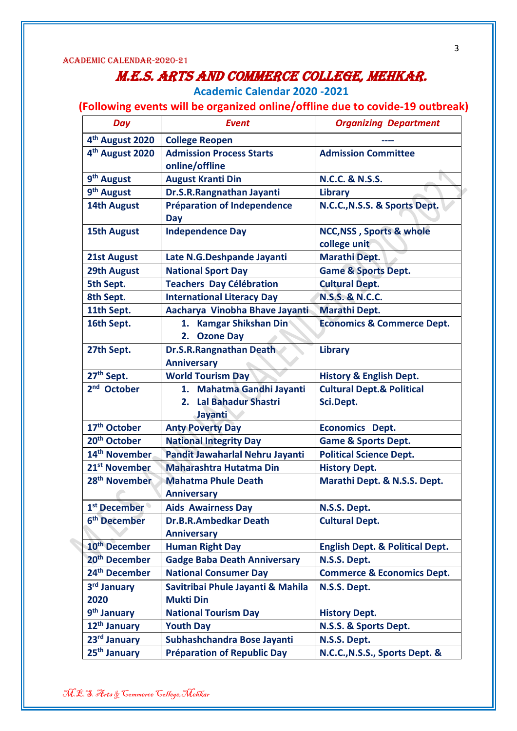# M.E.S. ARTS AND COMMERCE COLLEGE, MEHKAR.

## Academic Calendar 2020 -2021

### (Following events will be organized online/offline due to covide-19 outbreak)

| Day | Event | Organizing Department |
|---|---|---|
| 4th August 2020 | College Reopen | ---- |
| 4th August 2020 | Admission Process Starts online/offline | Admission Committee |
| 9th August | August Kranti Din | N.C.C. & N.S.S. |
| 9th August | Dr.S.R.Rangnathan Jayanti | Library |
| 14th August | Préparation of Independence Day | N.C.C.,N.S.S. & Sports Dept. |
| 15th August | Independence Day | NCC,NSS , Sports & whole college unit |
| 21st August | Late N.G.Deshpande Jayanti | Marathi Dept. |
| 29th August | National Sport Day | Game & Sports Dept. |
| 5th Sept. | Teachers Day Célébration | Cultural Dept. |
| 8th Sept. | International Literacy Day | N.S.S. & N.C.C. |
| 11th Sept. | Aacharya Vinobha Bhave Jayanti | Marathi Dept. |
| 16th Sept. | 1. Kamgar Shikshan Din<br>2. Ozone Day | Economics & Commerce Dept. |
| 27th Sept. | Dr.S.R.Rangnathan Death Anniversary | Library |
| 27th Sept. | World Tourism Day | History & English Dept. |
| 2nd October | 1. Mahatma Gandhi Jayanti<br>2. Lal Bahadur Shastri Jayanti | Cultural Dept.& Political Sci.Dept. |
| 17th October | Anty Poverty Day | Economics Dept. |
| 20th October | National Integrity Day | Game & Sports Dept. |
| 14th November | Pandit Jawaharlal Nehru Jayanti | Political Science Dept. |
| 21st November | Maharashtra Hutatma Din | History Dept. |
| 28th November | Mahatma Phule Death Anniversary | Marathi Dept. & N.S.S. Dept. |
| 1st December | Aids Awairness Day | N.S.S. Dept. |
| 6th December | Dr.B.R.Ambedkar Death Anniversary | Cultural Dept. |
| 10th December | Human Right Day | English Dept. & Political Dept. |
| 20th December | Gadge Baba Death Anniversary | N.S.S. Dept. |
| 24th December | National Consumer Day | Commerce & Economics Dept. |
| 3rd January 2020 | Savitribai Phule Jayanti & Mahila Mukti Din | N.S.S. Dept. |
| 9th January | National Tourism Day | History Dept. |
| 12th January | Youth Day | N.S.S. & Sports Dept. |
| 23rd January | Subhashchandra Bose Jayanti | N.S.S. Dept. |
| 25th January | Préparation of Republic Day | N.C.C.,N.S.S., Sports Dept. & |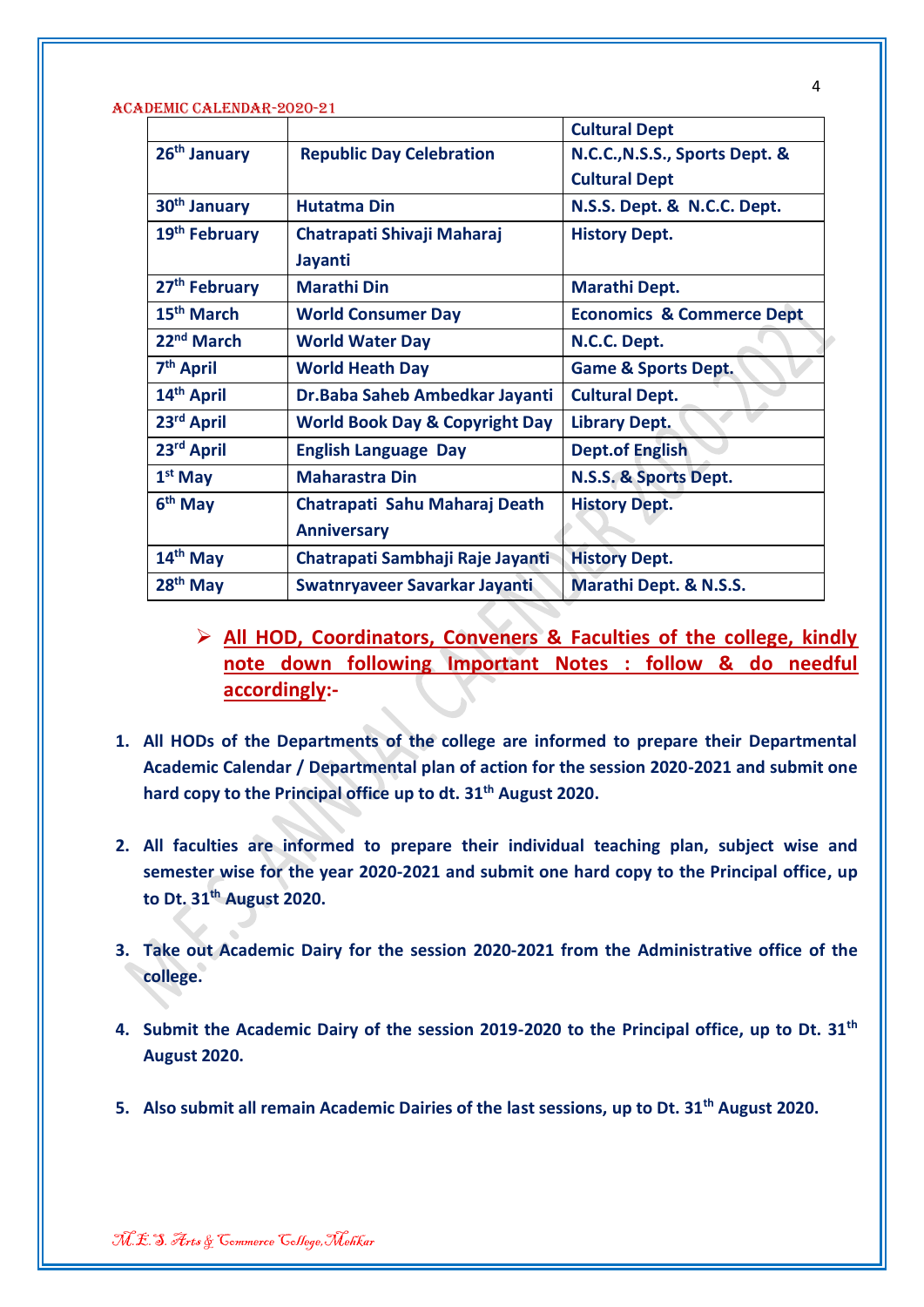| | | Cultural Dept |
|---|---|---|
| **26th January** | **Republic Day Celebration** | **N.C.C.,N.S.S., Sports Dept. & Cultural Dept** |
| **30th January** | **Hutatma Din** | **N.S.S. Dept. & N.C.C. Dept.** |
| **19th February** | **Chatrapati Shivaji Maharaj Jayanti** | **History Dept.** |
| **27th February** | **Marathi Din** | **Marathi Dept.** |
| **15th March** | **World Consumer Day** | **Economics & Commerce Dept** |
| **22nd March** | **World Water Day** | **N.C.C. Dept.** |
| **7th April** | **World Heath Day** | **Game & Sports Dept.** |
| **14th April** | **Dr.Baba Saheb Ambedkar Jayanti** | **Cultural Dept.** |
| **23rd April** | **World Book Day & Copyright Day** | **Library Dept.** |
| **23rd April** | **English Language Day** | **Dept.of English** |
| **1st May** | **Maharastra Din** | **N.S.S. & Sports Dept.** |
| **6th May** | **Chatrapati Sahu Maharaj Death Anniversary** | **History Dept.** |
| **14th May** | **Chatrapati Sambhaji Raje Jayanti** | **History Dept.** |
| **28th May** | **Swatnryaveer Savarkar Jayanti** | **Marathi Dept. & N.S.S.** |

- **All HOD, Coordinators, Conveners & Faculties of the college, kindly note down following Important Notes : follow & do needful accordingly:-**

1. **All HODs of the Departments of the college are informed to prepare their Departmental Academic Calendar / Departmental plan of action for the session 2020-2021 and submit one hard copy to the Principal office up to dt. 31th August 2020.**

2. **All faculties are informed to prepare their individual teaching plan, subject wise and semester wise for the year 2020-2021 and submit one hard copy to the Principal office, up to Dt. 31th August 2020.**

3. **Take out Academic Dairy for the session 2020-2021 from the Administrative office of the college.**

4. **Submit the Academic Dairy of the session 2019-2020 to the Principal office, up to Dt. 31th August 2020.**

5. **Also submit all remain Academic Dairies of the last sessions, up to Dt. 31th August 2020.**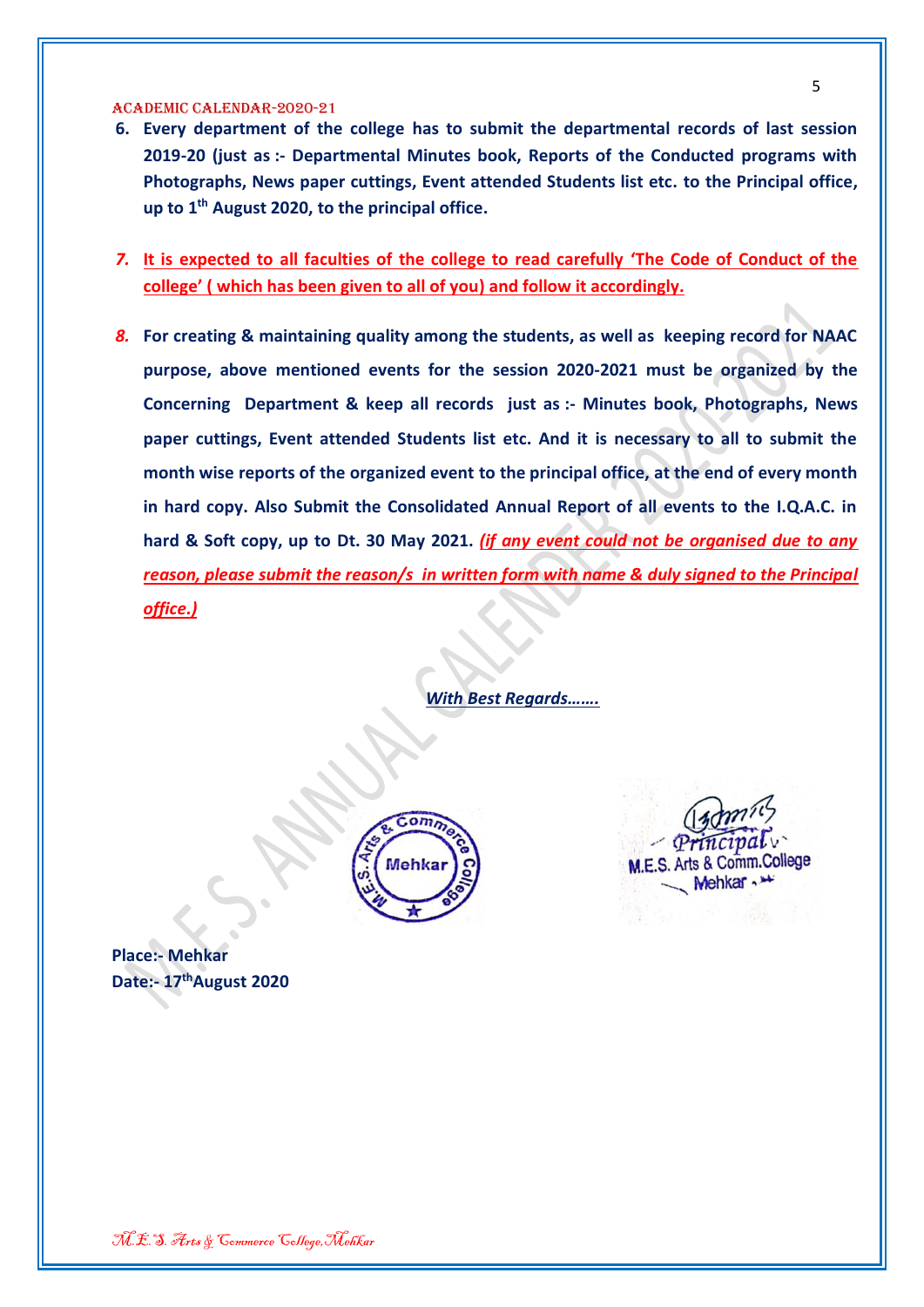6. **Every department of the college has to submit the departmental records of last session 2019-20 (just as :- Departmental Minutes book, Reports of the Conducted programs with Photographs, News paper cuttings, Event attended Students list etc. to the Principal office, up to 1th August 2020, to the principal office.**

7. **It is expected to all faculties of the college to read carefully 'The Code of Conduct of the college' ( which has been given to all of you) and follow it accordingly.**

8. **For creating & maintaining quality among the students, as well as keeping record for NAAC purpose, above mentioned events for the session 2020-2021 must be organized by the Concerning Department & keep all records just as :- Minutes book, Photographs, News paper cuttings, Event attended Students list etc. And it is necessary to all to submit the month wise reports of the organized event to the principal office, at the end of every month in hard copy. Also Submit the Consolidated Annual Report of all events to the I.Q.A.C. in hard & Soft copy, up to Dt. 30 May 2021.** ***(if any event could not be organised due to any reason, please submit the reason/s in written form with name & duly signed to the Principal office.)***

***With Best Regards…….***

M.E.S. Arts & Commerce College Mehkar

Principal
M.E.S. Arts & Comm.College
Mehkar

**Place:- Mehkar**
**Date:- 17th August 2020**